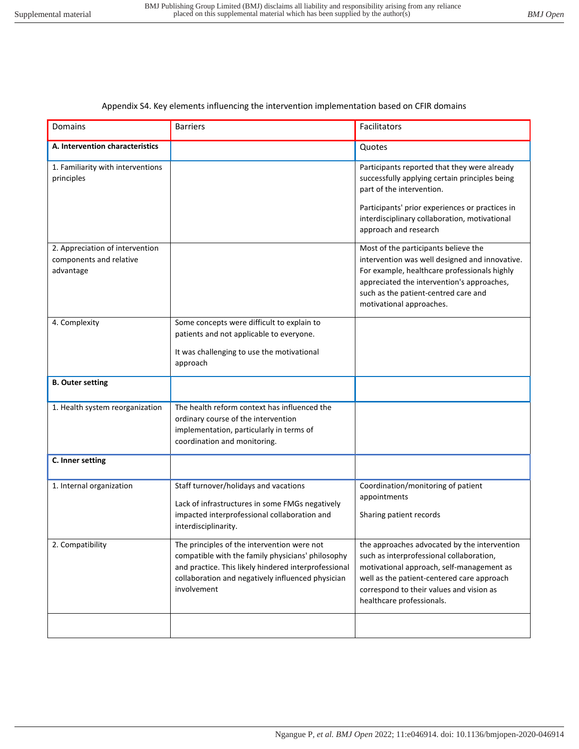Appendix S4. Key elements influencing the intervention implementation based on CFIR domains

| Domains | Barriers | Facilitators |
|---|---|---|
| **A. Intervention characteristics** | | Quotes |
| 1. Familiarity with interventions principles | | Participants reported that they were already successfully applying certain principles being part of the intervention. Participants' prior experiences or practices in interdisciplinary collaboration, motivational approach and research |
| 2. Appreciation of intervention components and relative advantage | | Most of the participants believe the intervention was well designed and innovative. For example, healthcare professionals highly appreciated the intervention's approaches, such as the patient-centred care and motivational approaches. |
| 4. Complexity | Some concepts were difficult to explain to patients and not applicable to everyone. It was challenging to use the motivational approach | |
| **B. Outer setting** | | |
| 1. Health system reorganization | The health reform context has influenced the ordinary course of the intervention implementation, particularly in terms of coordination and monitoring. | |
| **C. Inner setting** | | |
| 1. Internal organization | Staff turnover/holidays and vacations. Lack of infrastructures in some FMGs negatively impacted interprofessional collaboration and interdisciplinarity. | Coordination/monitoring of patient appointments. Sharing patient records |
| 2. Compatibility | The principles of the intervention were not compatible with the family physicians' philosophy and practice. This likely hindered interprofessional collaboration and negatively influenced physician involvement | the approaches advocated by the intervention such as interprofessional collaboration, motivational approach, self-management as well as the patient-centered care approach correspond to their values and vision as healthcare professionals. |
| | | |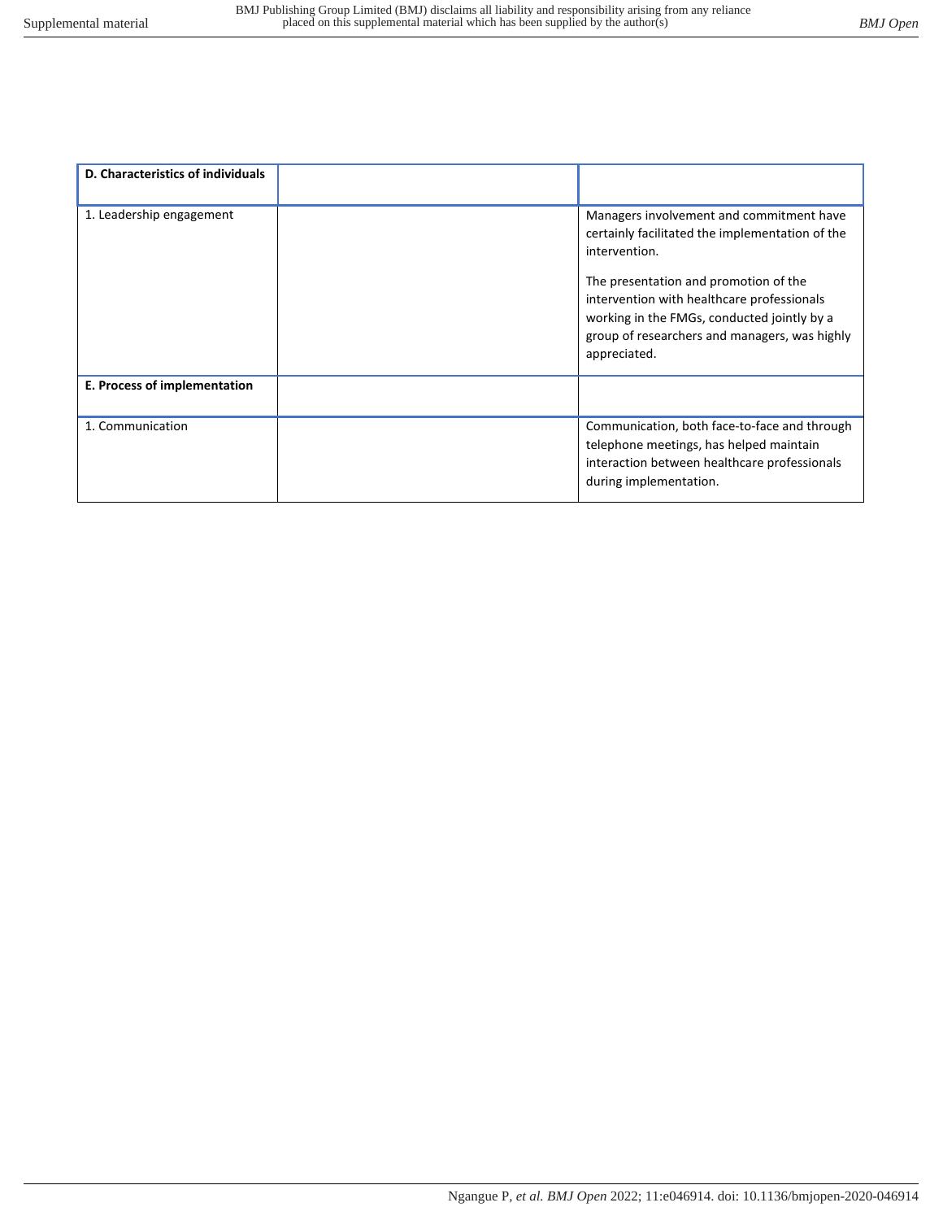| | | |
|---|---|---|
| **D. Characteristics of individuals** | | |
| 1. Leadership engagement | | Managers involvement and commitment have certainly facilitated the implementation of the intervention.<br><br>The presentation and promotion of the intervention with healthcare professionals working in the FMGs, conducted jointly by a group of researchers and managers, was highly appreciated. |
| **E. Process of implementation** | | |
| 1. Communication | | Communication, both face-to-face and through telephone meetings, has helped maintain interaction between healthcare professionals during implementation. |